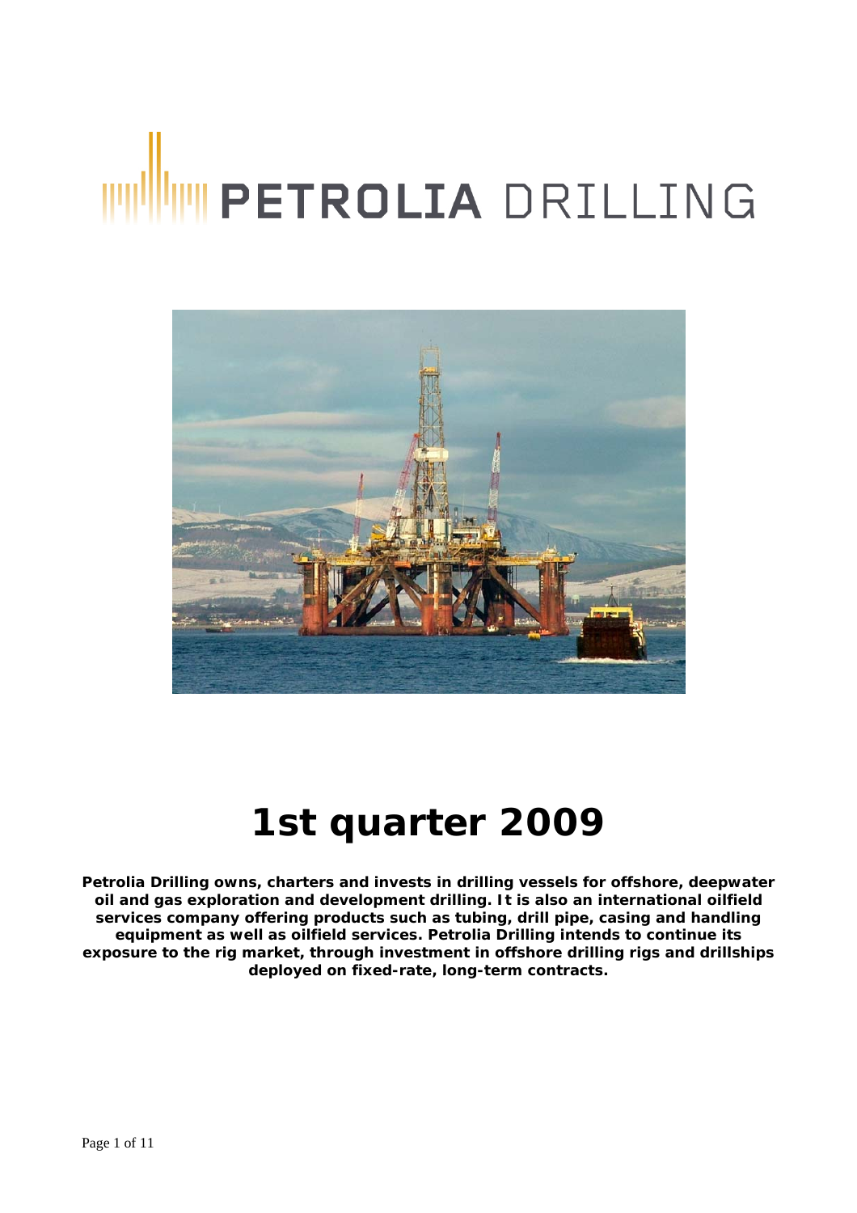# PETROLIA DRILLING

# 1st quarter 2009

**Petrolia Drilling owns, charters and invests in drilling vessels for offshore, deepwater oil and gas exploration and development drilling. It is also an international oilfield services company offering products such as tubing, drill pipe, casing and handling equipment as well as oilfield services. Petrolia Drilling intends to continue its exposure to the rig market, through investment in offshore drilling rigs and drillships deployed on fixed-rate, long-term contracts.**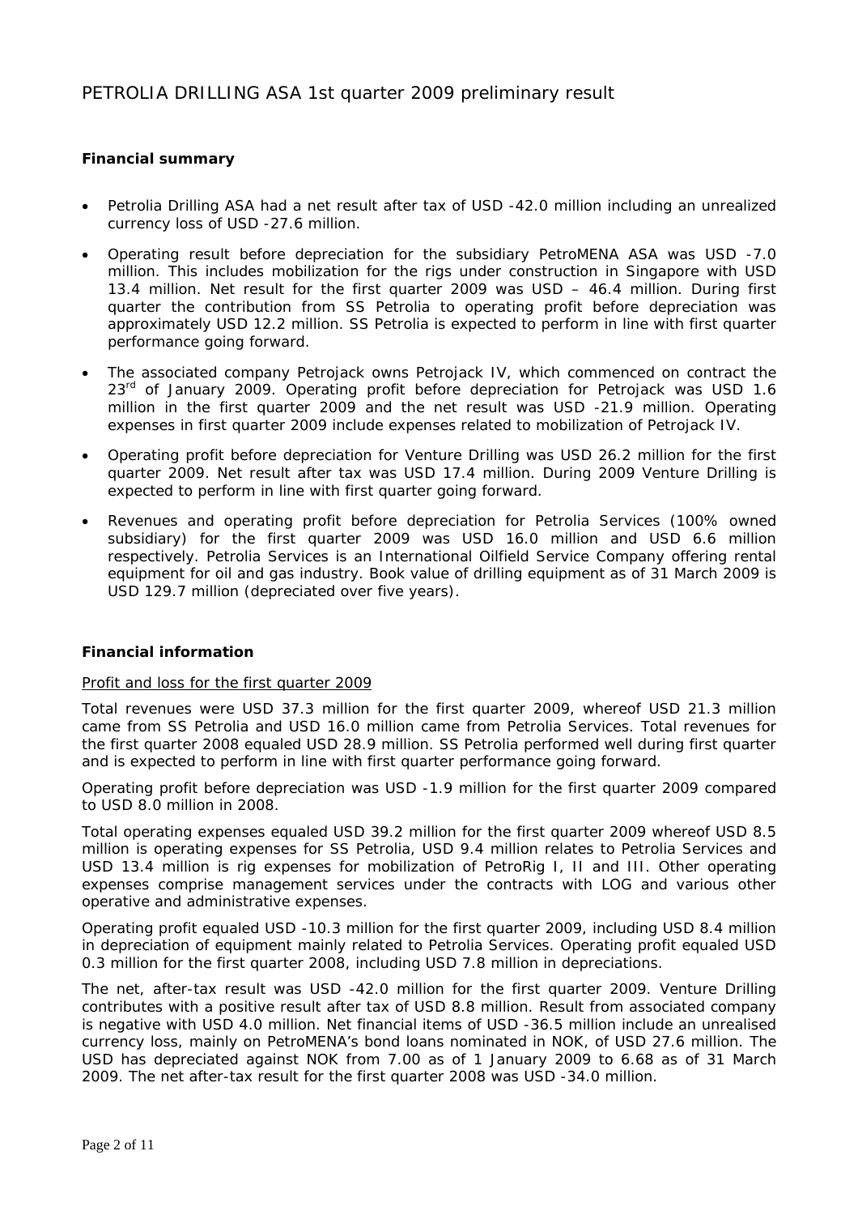# PETROLIA DRILLING ASA 1st quarter 2009 preliminary result

## Financial summary

- Petrolia Drilling ASA had a net result after tax of USD -42.0 million including an unrealized currency loss of USD -27.6 million.
- Operating result before depreciation for the subsidiary PetroMENA ASA was USD -7.0 million. This includes mobilization for the rigs under construction in Singapore with USD 13.4 million. Net result for the first quarter 2009 was USD – 46.4 million. During first quarter the contribution from SS Petrolia to operating profit before depreciation was approximately USD 12.2 million. SS Petrolia is expected to perform in line with first quarter performance going forward.
- The associated company Petrojack owns Petrojack IV, which commenced on contract the 23rd of January 2009. Operating profit before depreciation for Petrojack was USD 1.6 million in the first quarter 2009 and the net result was USD -21.9 million. Operating expenses in first quarter 2009 include expenses related to mobilization of Petrojack IV.
- Operating profit before depreciation for Venture Drilling was USD 26.2 million for the first quarter 2009. Net result after tax was USD 17.4 million. During 2009 Venture Drilling is expected to perform in line with first quarter going forward.
- Revenues and operating profit before depreciation for Petrolia Services (100% owned subsidiary) for the first quarter 2009 was USD 16.0 million and USD 6.6 million respectively. Petrolia Services is an International Oilfield Service Company offering rental equipment for oil and gas industry. Book value of drilling equipment as of 31 March 2009 is USD 129.7 million (depreciated over five years).

## Financial information

Profit and loss for the first quarter 2009

Total revenues were USD 37.3 million for the first quarter 2009, whereof USD 21.3 million came from SS Petrolia and USD 16.0 million came from Petrolia Services. Total revenues for the first quarter 2008 equaled USD 28.9 million. SS Petrolia performed well during first quarter and is expected to perform in line with first quarter performance going forward.

Operating profit before depreciation was USD -1.9 million for the first quarter 2009 compared to USD 8.0 million in 2008.

Total operating expenses equaled USD 39.2 million for the first quarter 2009 whereof USD 8.5 million is operating expenses for SS Petrolia, USD 9.4 million relates to Petrolia Services and USD 13.4 million is rig expenses for mobilization of PetroRig I, II and III. Other operating expenses comprise management services under the contracts with LOG and various other operative and administrative expenses.

Operating profit equaled USD -10.3 million for the first quarter 2009, including USD 8.4 million in depreciation of equipment mainly related to Petrolia Services. Operating profit equaled USD 0.3 million for the first quarter 2008, including USD 7.8 million in depreciations.

The net, after-tax result was USD -42.0 million for the first quarter 2009. Venture Drilling contributes with a positive result after tax of USD 8.8 million. Result from associated company is negative with USD 4.0 million. Net financial items of USD -36.5 million include an unrealised currency loss, mainly on PetroMENA's bond loans nominated in NOK, of USD 27.6 million. The USD has depreciated against NOK from 7.00 as of 1 January 2009 to 6.68 as of 31 March 2009. The net after-tax result for the first quarter 2008 was USD -34.0 million.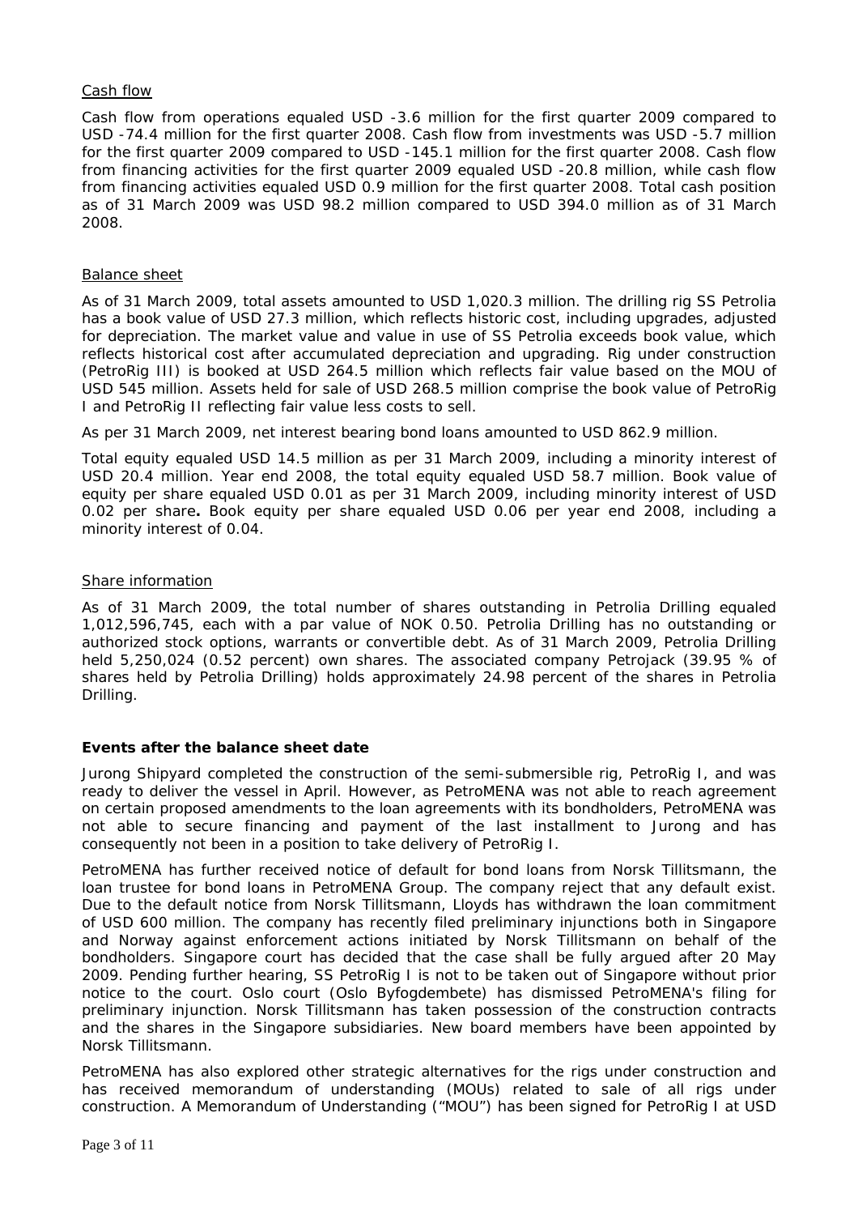Cash flow

Cash flow from operations equaled USD -3.6 million for the first quarter 2009 compared to USD -74.4 million for the first quarter 2008. Cash flow from investments was USD -5.7 million for the first quarter 2009 compared to USD -145.1 million for the first quarter 2008. Cash flow from financing activities for the first quarter 2009 equaled USD -20.8 million, while cash flow from financing activities equaled USD 0.9 million for the first quarter 2008. Total cash position as of 31 March 2009 was USD 98.2 million compared to USD 394.0 million as of 31 March 2008.

Balance sheet

As of 31 March 2009, total assets amounted to USD 1,020.3 million. The drilling rig SS Petrolia has a book value of USD 27.3 million, which reflects historic cost, including upgrades, adjusted for depreciation. The market value and value in use of SS Petrolia exceeds book value, which reflects historical cost after accumulated depreciation and upgrading. Rig under construction (PetroRig III) is booked at USD 264.5 million which reflects fair value based on the MOU of USD 545 million. Assets held for sale of USD 268.5 million comprise the book value of PetroRig I and PetroRig II reflecting fair value less costs to sell.

As per 31 March 2009, net interest bearing bond loans amounted to USD 862.9 million.

Total equity equaled USD 14.5 million as per 31 March 2009, including a minority interest of USD 20.4 million. Year end 2008, the total equity equaled USD 58.7 million. Book value of equity per share equaled USD 0.01 as per 31 March 2009, including minority interest of USD 0.02 per share**.** Book equity per share equaled USD 0.06 per year end 2008, including a minority interest of 0.04.

Share information

As of 31 March 2009, the total number of shares outstanding in Petrolia Drilling equaled 1,012,596,745, each with a par value of NOK 0.50. Petrolia Drilling has no outstanding or authorized stock options, warrants or convertible debt. As of 31 March 2009, Petrolia Drilling held 5,250,024 (0.52 percent) own shares. The associated company Petrojack (39.95 % of shares held by Petrolia Drilling) holds approximately 24.98 percent of the shares in Petrolia Drilling.

**Events after the balance sheet date**

Jurong Shipyard completed the construction of the semi-submersible rig, PetroRig I, and was ready to deliver the vessel in April. However, as PetroMENA was not able to reach agreement on certain proposed amendments to the loan agreements with its bondholders, PetroMENA was not able to secure financing and payment of the last installment to Jurong and has consequently not been in a position to take delivery of PetroRig I.

PetroMENA has further received notice of default for bond loans from Norsk Tillitsmann, the loan trustee for bond loans in PetroMENA Group. The company reject that any default exist. Due to the default notice from Norsk Tillitsmann, Lloyds has withdrawn the loan commitment of USD 600 million. The company has recently filed preliminary injunctions both in Singapore and Norway against enforcement actions initiated by Norsk Tillitsmann on behalf of the bondholders. Singapore court has decided that the case shall be fully argued after 20 May 2009. Pending further hearing, SS PetroRig I is not to be taken out of Singapore without prior notice to the court. Oslo court (Oslo Byfogdembete) has dismissed PetroMENA's filing for preliminary injunction. Norsk Tillitsmann has taken possession of the construction contracts and the shares in the Singapore subsidiaries. New board members have been appointed by Norsk Tillitsmann.

PetroMENA has also explored other strategic alternatives for the rigs under construction and has received memorandum of understanding (MOUs) related to sale of all rigs under construction. A Memorandum of Understanding ("MOU") has been signed for PetroRig I at USD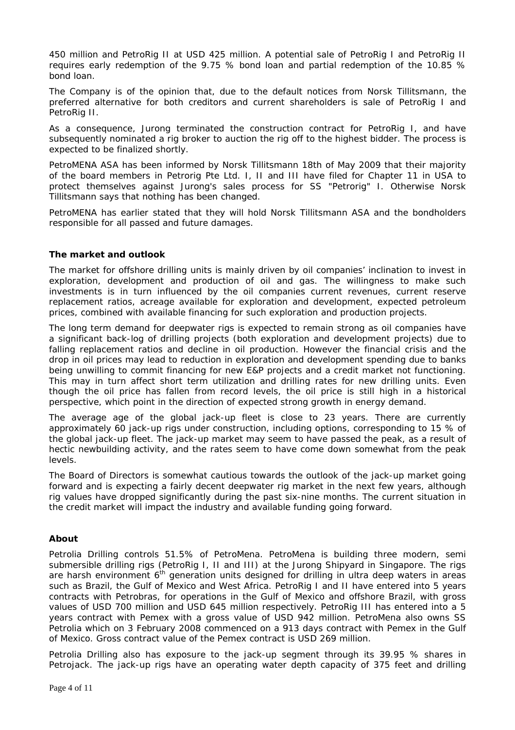450 million and PetroRig II at USD 425 million. A potential sale of PetroRig I and PetroRig II requires early redemption of the 9.75 % bond loan and partial redemption of the 10.85 % bond loan.

The Company is of the opinion that, due to the default notices from Norsk Tillitsmann, the preferred alternative for both creditors and current shareholders is sale of PetroRig I and PetroRig II.

As a consequence, Jurong terminated the construction contract for PetroRig I, and have subsequently nominated a rig broker to auction the rig off to the highest bidder. The process is expected to be finalized shortly.

PetroMENA ASA has been informed by Norsk Tillitsmann 18th of May 2009 that their majority of the board members in Petrorig Pte Ltd. I, II and III have filed for Chapter 11 in USA to protect themselves against Jurong's sales process for SS "Petrorig" I. Otherwise Norsk Tillitsmann says that nothing has been changed.

PetroMENA has earlier stated that they will hold Norsk Tillitsmann ASA and the bondholders responsible for all passed and future damages.

### The market and outlook

The market for offshore drilling units is mainly driven by oil companies' inclination to invest in exploration, development and production of oil and gas. The willingness to make such investments is in turn influenced by the oil companies current revenues, current reserve replacement ratios, acreage available for exploration and development, expected petroleum prices, combined with available financing for such exploration and production projects.

The long term demand for deepwater rigs is expected to remain strong as oil companies have a significant back-log of drilling projects (both exploration and development projects) due to falling replacement ratios and decline in oil production. However the financial crisis and the drop in oil prices may lead to reduction in exploration and development spending due to banks being unwilling to commit financing for new E&P projects and a credit market not functioning. This may in turn affect short term utilization and drilling rates for new drilling units. Even though the oil price has fallen from record levels, the oil price is still high in a historical perspective, which point in the direction of expected strong growth in energy demand.

The average age of the global jack-up fleet is close to 23 years. There are currently approximately 60 jack-up rigs under construction, including options, corresponding to 15 % of the global jack-up fleet. The jack-up market may seem to have passed the peak, as a result of hectic newbuilding activity, and the rates seem to have come down somewhat from the peak levels.

The Board of Directors is somewhat cautious towards the outlook of the jack-up market going forward and is expecting a fairly decent deepwater rig market in the next few years, although rig values have dropped significantly during the past six-nine months. The current situation in the credit market will impact the industry and available funding going forward.

### About

Petrolia Drilling controls 51.5% of PetroMena. PetroMena is building three modern, semi submersible drilling rigs (PetroRig I, II and III) at the Jurong Shipyard in Singapore. The rigs are harsh environment 6th generation units designed for drilling in ultra deep waters in areas such as Brazil, the Gulf of Mexico and West Africa. PetroRig I and II have entered into 5 years contracts with Petrobras, for operations in the Gulf of Mexico and offshore Brazil, with gross values of USD 700 million and USD 645 million respectively. PetroRig III has entered into a 5 years contract with Pemex with a gross value of USD 942 million. PetroMena also owns SS Petrolia which on 3 February 2008 commenced on a 913 days contract with Pemex in the Gulf of Mexico. Gross contract value of the Pemex contract is USD 269 million.

Petrolia Drilling also has exposure to the jack-up segment through its 39.95 % shares in Petrojack. The jack-up rigs have an operating water depth capacity of 375 feet and drilling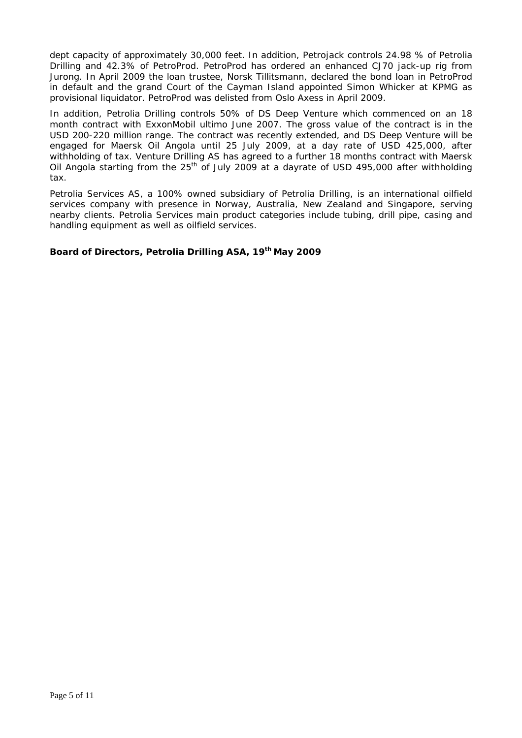dept capacity of approximately 30,000 feet. In addition, Petrojack controls 24.98 % of Petrolia Drilling and 42.3% of PetroProd. PetroProd has ordered an enhanced CJ70 jack-up rig from Jurong. In April 2009 the loan trustee, Norsk Tillitsmann, declared the bond loan in PetroProd in default and the grand Court of the Cayman Island appointed Simon Whicker at KPMG as provisional liquidator. PetroProd was delisted from Oslo Axess in April 2009.

In addition, Petrolia Drilling controls 50% of DS Deep Venture which commenced on an 18 month contract with ExxonMobil ultimo June 2007. The gross value of the contract is in the USD 200-220 million range. The contract was recently extended, and DS Deep Venture will be engaged for Maersk Oil Angola until 25 July 2009, at a day rate of USD 425,000, after withholding of tax. Venture Drilling AS has agreed to a further 18 months contract with Maersk Oil Angola starting from the 25th of July 2009 at a dayrate of USD 495,000 after withholding tax.

Petrolia Services AS, a 100% owned subsidiary of Petrolia Drilling, is an international oilfield services company with presence in Norway, Australia, New Zealand and Singapore, serving nearby clients. Petrolia Services main product categories include tubing, drill pipe, casing and handling equipment as well as oilfield services.

**Board of Directors, Petrolia Drilling ASA, 19th May 2009**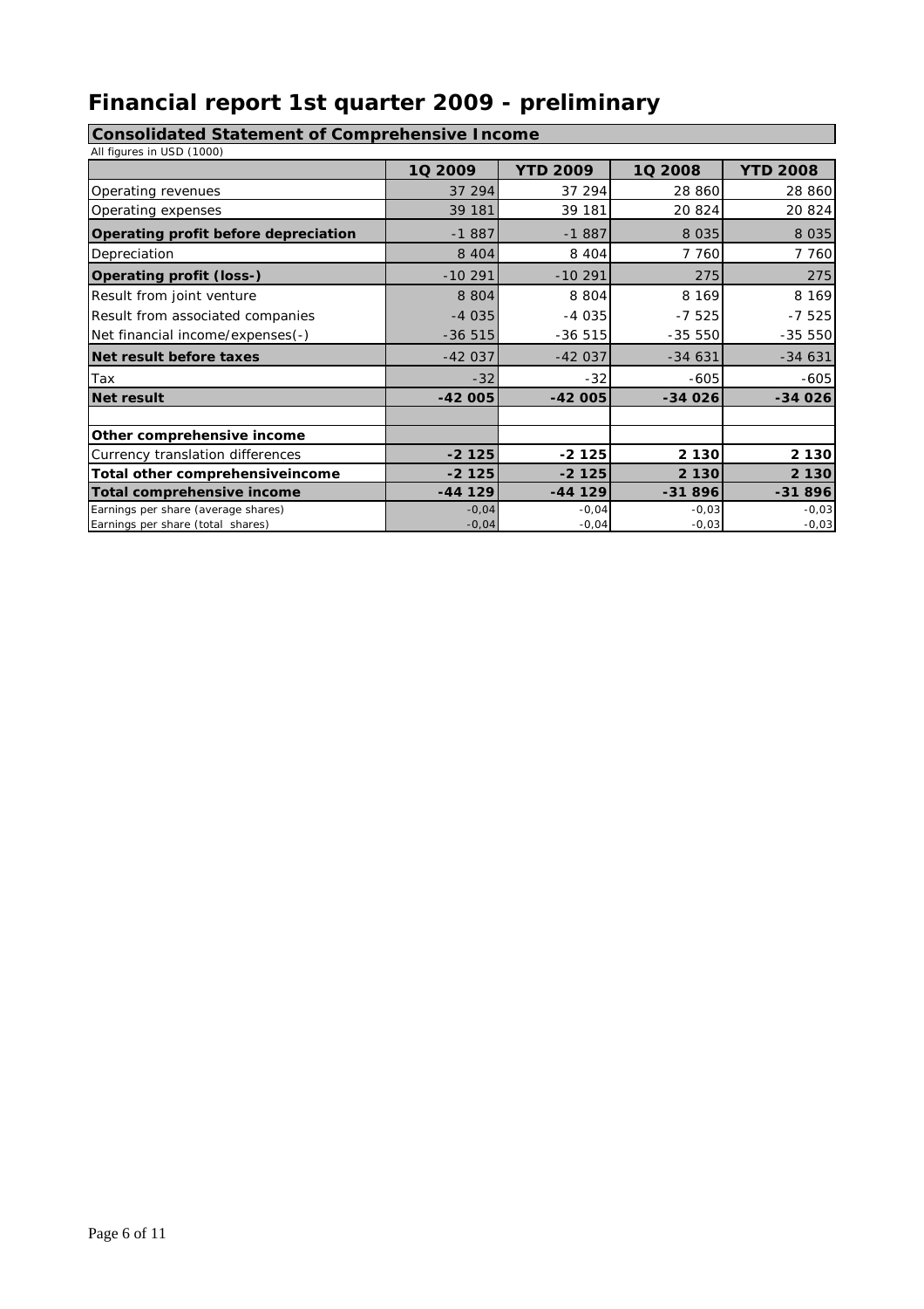# Financial report 1st quarter 2009 - preliminary

## Consolidated Statement of Comprehensive Income

All figures in USD (1000)

| | 1Q 2009 | YTD 2009 | 1Q 2008 | YTD 2008 |
|---|---|---|---|---|
| Operating revenues | 37 294 | 37 294 | 28 860 | 28 860 |
| Operating expenses | 39 181 | 39 181 | 20 824 | 20 824 |
| **Operating profit before depreciation** | -1 887 | -1 887 | 8 035 | 8 035 |
| Depreciation | 8 404 | 8 404 | 7 760 | 7 760 |
| **Operating profit (loss-)** | -10 291 | -10 291 | 275 | 275 |
| Result from joint venture | 8 804 | 8 804 | 8 169 | 8 169 |
| Result from associated companies | -4 035 | -4 035 | -7 525 | -7 525 |
| Net financial income/expenses(-) | -36 515 | -36 515 | -35 550 | -35 550 |
| **Net result before taxes** | -42 037 | -42 037 | -34 631 | -34 631 |
| Tax | -32 | -32 | -605 | -605 |
| **Net result** | **-42 005** | **-42 005** | **-34 026** | **-34 026** |
| | | | | |
| **Other comprehensive income** | | | | |
| Currency translation differences | **-2 125** | **-2 125** | **2 130** | **2 130** |
| **Total other comprehensiveincome** | **-2 125** | **-2 125** | **2 130** | **2 130** |
| **Total comprehensive income** | **-44 129** | **-44 129** | **-31 896** | **-31 896** |
| Earnings per share (average shares) | -0,04 | -0,04 | -0,03 | -0,03 |
| Earnings per share (total shares) | -0,04 | -0,04 | -0,03 | -0,03 |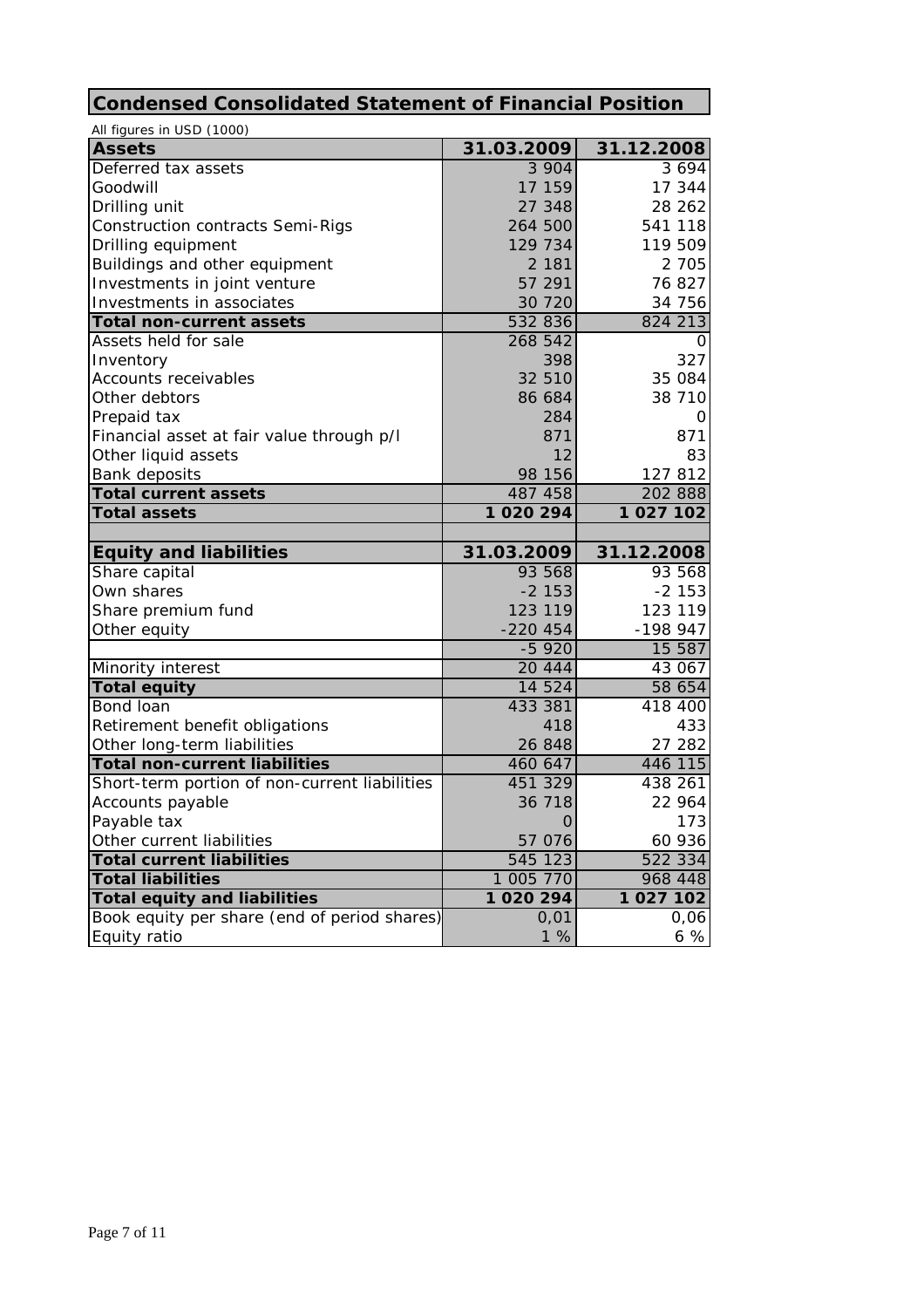## Condensed Consolidated Statement of Financial Position

All figures in USD (1000)

| Assets | 31.03.2009 | 31.12.2008 |
|---|---|---|
| Deferred tax assets | 3 904 | 3 694 |
| Goodwill | 17 159 | 17 344 |
| Drilling unit | 27 348 | 28 262 |
| Construction contracts Semi-Rigs | 264 500 | 541 118 |
| Drilling equipment | 129 734 | 119 509 |
| Buildings and other equipment | 2 181 | 2 705 |
| Investments in joint venture | 57 291 | 76 827 |
| Investments in associates | 30 720 | 34 756 |
| **Total non-current assets** | 532 836 | 824 213 |
| Assets held for sale | 268 542 | 0 |
| Inventory | 398 | 327 |
| Accounts receivables | 32 510 | 35 084 |
| Other debtors | 86 684 | 38 710 |
| Prepaid tax | 284 | 0 |
| Financial asset at fair value through p/l | 871 | 871 |
| Other liquid assets | 12 | 83 |
| Bank deposits | 98 156 | 127 812 |
| **Total current assets** | 487 458 | 202 888 |
| **Total assets** | **1 020 294** | **1 027 102** |

| Equity and liabilities | 31.03.2009 | 31.12.2008 |
|---|---|---|
| Share capital | 93 568 | 93 568 |
| Own shares | -2 153 | -2 153 |
| Share premium fund | 123 119 | 123 119 |
| Other equity | -220 454 | -198 947 |
| | -5 920 | 15 587 |
| Minority interest | 20 444 | 43 067 |
| **Total equity** | 14 524 | 58 654 |
| Bond loan | 433 381 | 418 400 |
| Retirement benefit obligations | 418 | 433 |
| Other long-term liabilities | 26 848 | 27 282 |
| **Total non-current liabilities** | 460 647 | 446 115 |
| Short-term portion of non-current liabilities | 451 329 | 438 261 |
| Accounts payable | 36 718 | 22 964 |
| Payable tax | 0 | 173 |
| Other current liabilities | 57 076 | 60 936 |
| **Total current liabilities** | 545 123 | 522 334 |
| **Total liabilities** | 1 005 770 | 968 448 |
| **Total equity and liabilities** | **1 020 294** | **1 027 102** |
| Book equity per share (end of period shares) | 0,01 | 0,06 |
| Equity ratio | 1 % | 6 % |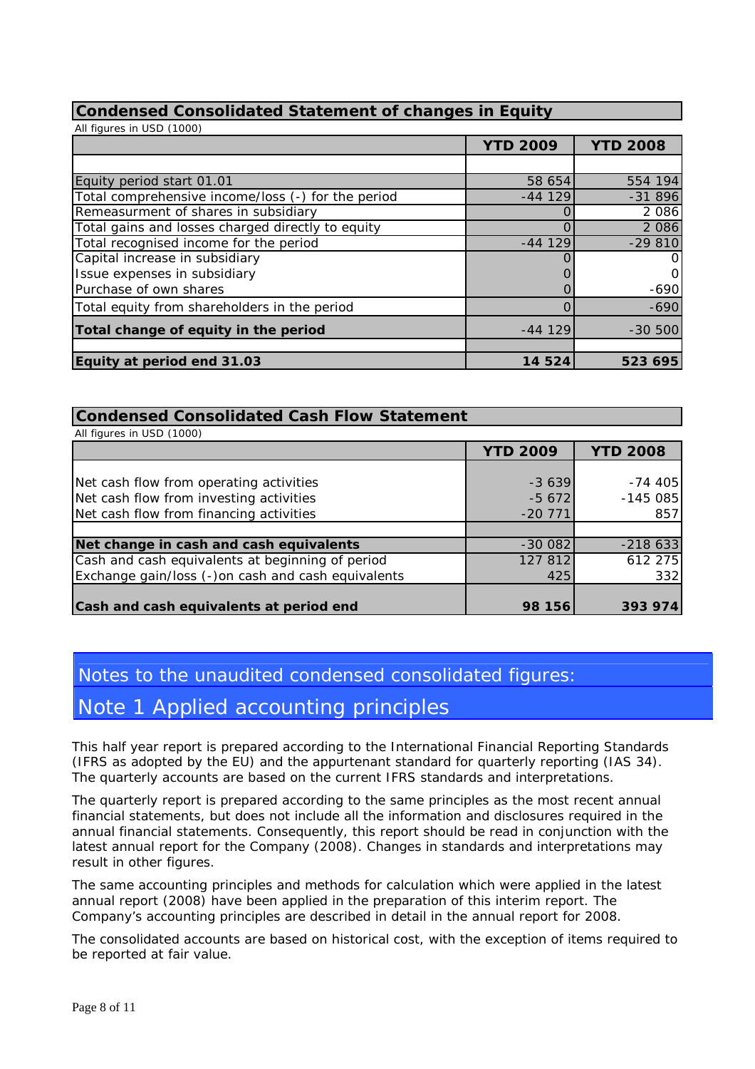## Condensed Consolidated Statement of changes in Equity

All figures in USD (1000)

| | YTD 2009 | YTD 2008 |
|---|---|---|
| Equity period start 01.01 | 58 654 | 554 194 |
| Total comprehensive income/loss (-) for the period | -44 129 | -31 896 |
| Remeasurment of shares in subsidiary | 0 | 2 086 |
| Total gains and losses charged directly to equity | 0 | 2 086 |
| Total recognised income for the period | -44 129 | -29 810 |
| Capital increase in subsidiary | 0 | 0 |
| Issue expenses in subsidiary | 0 | 0 |
| Purchase of own shares | 0 | -690 |
| Total equity from shareholders in the period | 0 | -690 |
| **Total change of equity in the period** | -44 129 | -30 500 |
| **Equity at period end 31.03** | **14 524** | **523 695** |

## Condensed Consolidated Cash Flow Statement

All figures in USD (1000)

| | YTD 2009 | YTD 2008 |
|---|---|---|
| Net cash flow from operating activities | -3 639 | -74 405 |
| Net cash flow from investing activities | -5 672 | -145 085 |
| Net cash flow from financing activities | -20 771 | 857 |
| **Net change in cash and cash equivalents** | -30 082 | -218 633 |
| Cash and cash equivalents at beginning of period | 127 812 | 612 275 |
| Exchange gain/loss (-)on cash and cash equivalents | 425 | 332 |
| **Cash and cash equivalents at period end** | **98 156** | **393 974** |

# Notes to the unaudited condensed consolidated figures:

## Note 1 Applied accounting principles

This half year report is prepared according to the International Financial Reporting Standards (IFRS as adopted by the EU) and the appurtenant standard for quarterly reporting (IAS 34). The quarterly accounts are based on the current IFRS standards and interpretations.

The quarterly report is prepared according to the same principles as the most recent annual financial statements, but does not include all the information and disclosures required in the annual financial statements. Consequently, this report should be read in conjunction with the latest annual report for the Company (2008). Changes in standards and interpretations may result in other figures.

The same accounting principles and methods for calculation which were applied in the latest annual report (2008) have been applied in the preparation of this interim report. The Company's accounting principles are described in detail in the annual report for 2008.

The consolidated accounts are based on historical cost, with the exception of items required to be reported at fair value.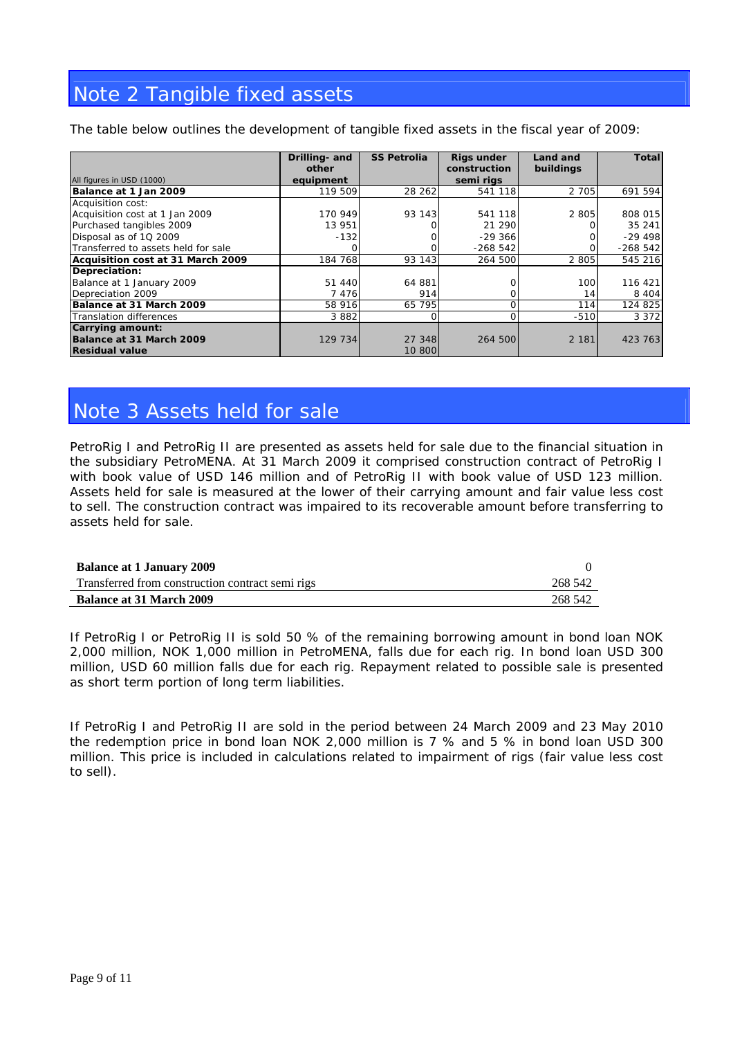# Note 2 Tangible fixed assets

The table below outlines the development of tangible fixed assets in the fiscal year of 2009:

| All figures in USD (1000) | Drilling- and other equipment | SS Petrolia | Rigs under construction semi rigs | Land and buildings | Total |
|---|---|---|---|---|---|
| **Balance at 1 Jan 2009** | 119 509 | 28 262 | 541 118 | 2 705 | 691 594 |
| Acquisition cost: | | | | | |
| Acquisition cost at 1 Jan 2009 | 170 949 | 93 143 | 541 118 | 2 805 | 808 015 |
| Purchased tangibles 2009 | 13 951 | 0 | 21 290 | 0 | 35 241 |
| Disposal as of 1Q 2009 | -132 | 0 | -29 366 | 0 | -29 498 |
| Transferred to assets held for sale | 0 | 0 | -268 542 | 0 | -268 542 |
| **Acquisition cost at 31 March 2009** | 184 768 | 93 143 | 264 500 | 2 805 | 545 216 |
| **Depreciation:** | | | | | |
| Balance at 1 January 2009 | 51 440 | 64 881 | 0 | 100 | 116 421 |
| Depreciation 2009 | 7 476 | 914 | 0 | 14 | 8 404 |
| **Balance at 31 March 2009** | 58 916 | 65 795 | 0 | 114 | 124 825 |
| Translation differences | 3 882 | 0 | 0 | -510 | 3 372 |
| **Carrying amount:** | | | | | |
| **Balance at 31 March 2009** | 129 734 | 27 348 | 264 500 | 2 181 | 423 763 |
| **Residual value** | | 10 800 | | | |

# Note 3 Assets held for sale

PetroRig I and PetroRig II are presented as assets held for sale due to the financial situation in the subsidiary PetroMENA. At 31 March 2009 it comprised construction contract of PetroRig I with book value of USD 146 million and of PetroRig II with book value of USD 123 million. Assets held for sale is measured at the lower of their carrying amount and fair value less cost to sell. The construction contract was impaired to its recoverable amount before transferring to assets held for sale.

| | |
|---|---|
| **Balance at 1 January 2009** | 0 |
| Transferred from construction contract semi rigs | 268 542 |
| **Balance at 31 March 2009** | 268 542 |

If PetroRig I or PetroRig II is sold 50 % of the remaining borrowing amount in bond loan NOK 2,000 million, NOK 1,000 million in PetroMENA, falls due for each rig. In bond loan USD 300 million, USD 60 million falls due for each rig. Repayment related to possible sale is presented as short term portion of long term liabilities.

If PetroRig I and PetroRig II are sold in the period between 24 March 2009 and 23 May 2010 the redemption price in bond loan NOK 2,000 million is 7 % and 5 % in bond loan USD 300 million. This price is included in calculations related to impairment of rigs (fair value less cost to sell).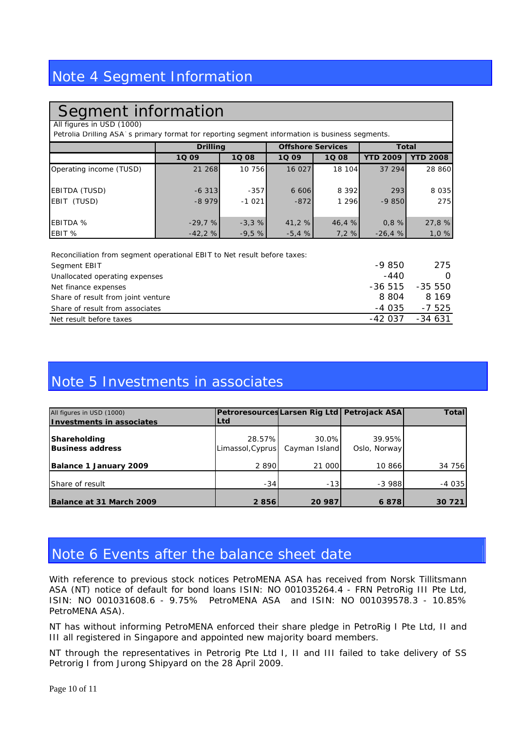# Note 4 Segment Information

## Segment information

All figures in USD (1000)

Petrolia Drilling ASA`s primary format for reporting segment information is business segments.

| | Drilling | | Offshore Services | | Total | |
|---|---|---|---|---|---|---|
| | 1Q 09 | 1Q 08 | 1Q 09 | 1Q 08 | YTD 2009 | YTD 2008 |
| Operating income (TUSD) | 21 268 | 10 756 | 16 027 | 18 104 | 37 294 | 28 860 |
| EBITDA (TUSD) | -6 313 | -357 | 6 606 | 8 392 | 293 | 8 035 |
| EBIT (TUSD) | -8 979 | -1 021 | -872 | 1 296 | -9 850 | 275 |
| EBITDA % | -29,7 % | -3,3 % | 41,2 % | 46,4 % | 0,8 % | 27,8 % |
| EBIT % | -42,2 % | -9,5 % | -5,4 % | 7,2 % | -26,4 % | 1,0 % |

Reconciliation from segment operational EBIT to Net result before taxes:

| | | |
|---|---|---|
| Segment EBIT | -9 850 | 275 |
| Unallocated operating expenses | -440 | 0 |
| Net finance expenses | -36 515 | -35 550 |
| Share of result from joint venture | 8 804 | 8 169 |
| Share of result from associates | -4 035 | -7 525 |
| Net result before taxes | -42 037 | -34 631 |

# Note 5 Investments in associates

| All figures in USD (1000) **Investments in associates** | Petroresources Ltd | Larsen Rig Ltd | Petrojack ASA | Total |
|---|---|---|---|---|
| **Shareholding** | 28.57% | 30.0% | 39.95% | |
| **Business address** | Limassol,Cyprus | Cayman Island | Oslo, Norway | |
| **Balance 1 January 2009** | 2 890 | 21 000 | 10 866 | 34 756 |
| Share of result | -34 | -13 | -3 988 | -4 035 |
| **Balance at 31 March 2009** | **2 856** | **20 987** | **6 878** | **30 721** |

# Note 6 Events after the balance sheet date

With reference to previous stock notices PetroMENA ASA has received from Norsk Tillitsmann ASA (NT) notice of default for bond loans ISIN: NO 001035264.4 - FRN PetroRig III Pte Ltd, ISIN: NO 001031608.6 - 9.75% PetroMENA ASA and ISIN: NO 001039578.3 - 10.85% PetroMENA ASA).

NT has without informing PetroMENA enforced their share pledge in PetroRig I Pte Ltd, II and III all registered in Singapore and appointed new majority board members.

NT through the representatives in Petrorig Pte Ltd I, II and III failed to take delivery of SS Petrorig I from Jurong Shipyard on the 28 April 2009.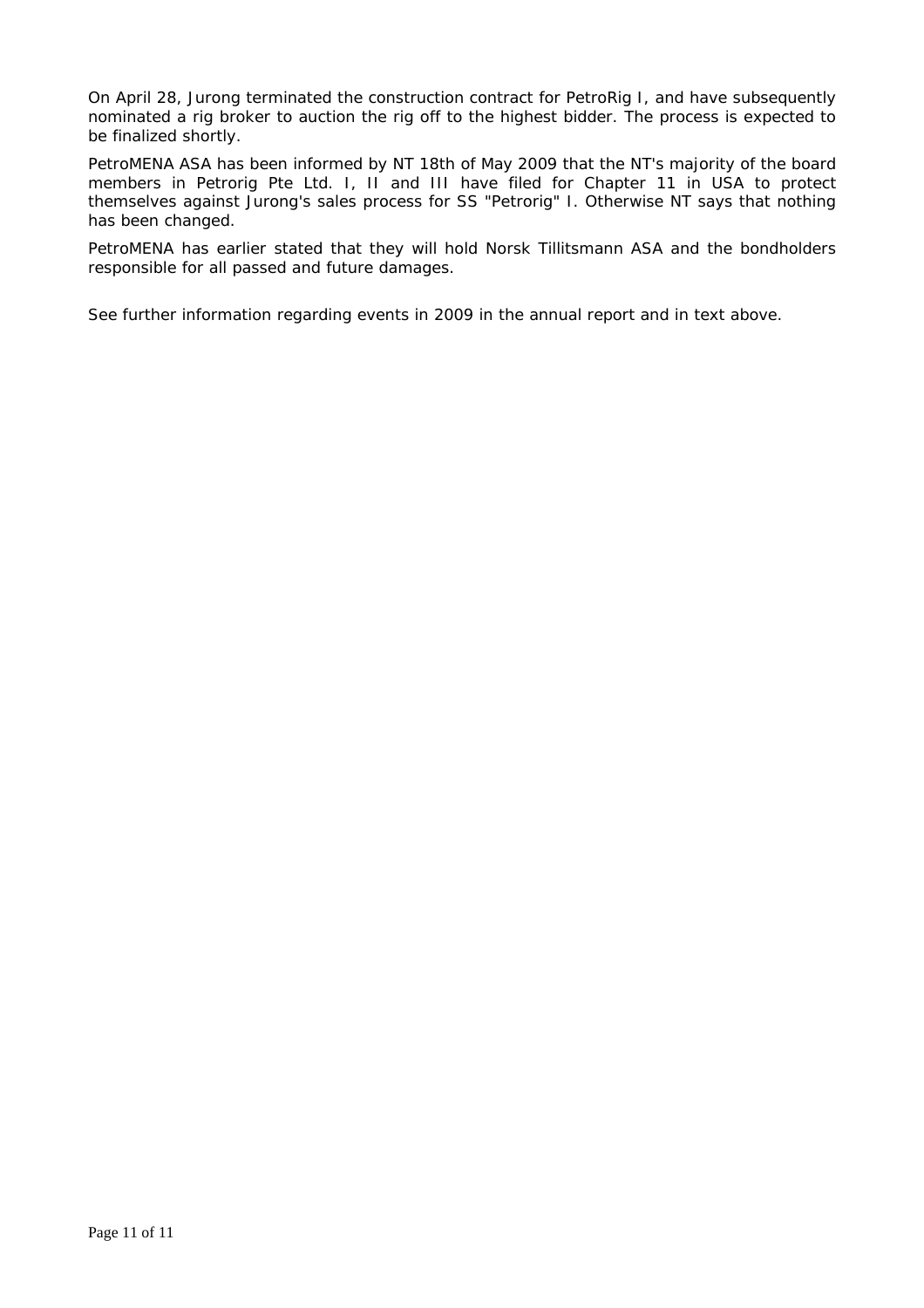On April 28, Jurong terminated the construction contract for PetroRig I, and have subsequently nominated a rig broker to auction the rig off to the highest bidder. The process is expected to be finalized shortly.

PetroMENA ASA has been informed by NT 18th of May 2009 that the NT's majority of the board members in Petrorig Pte Ltd. I, II and III have filed for Chapter 11 in USA to protect themselves against Jurong's sales process for SS "Petrorig" I. Otherwise NT says that nothing has been changed.

PetroMENA has earlier stated that they will hold Norsk Tillitsmann ASA and the bondholders responsible for all passed and future damages.

See further information regarding events in 2009 in the annual report and in text above.